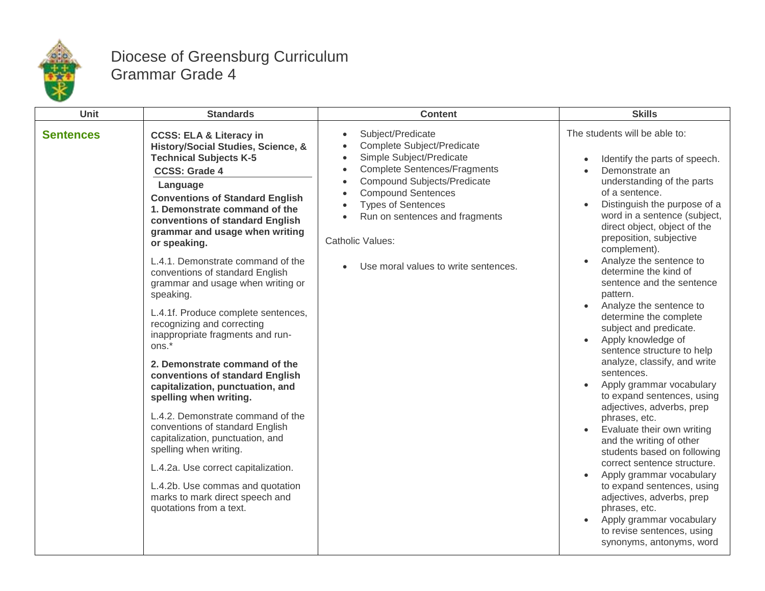# Diocese of Greensburg Curriculum
## Grammar Grade 4

| Unit | Standards | Content | Skills |
|---|---|---|---|
| **Sentences** | **CCSS: ELA & Literacy in History/Social Studies, Science, & Technical Subjects K-5**<br>**CCSS: Grade 4**<br>**Language**<br>**Conventions of Standard English**<br>**1. Demonstrate command of the conventions of standard English grammar and usage when writing or speaking.**<br><br>L.4.1. Demonstrate command of the conventions of standard English grammar and usage when writing or speaking.<br><br>L.4.1f. Produce complete sentences, recognizing and correcting inappropriate fragments and run-ons.*<br><br>**2. Demonstrate command of the conventions of standard English capitalization, punctuation, and spelling when writing.**<br><br>L.4.2. Demonstrate command of the conventions of standard English capitalization, punctuation, and spelling when writing.<br><br>L.4.2a. Use correct capitalization.<br><br>L.4.2b. Use commas and quotation marks to mark direct speech and quotations from a text. | • Subject/Predicate<br>• Complete Subject/Predicate<br>• Simple Subject/Predicate<br>• Complete Sentences/Fragments<br>• Compound Subjects/Predicate<br>• Compound Sentences<br>• Types of Sentences<br>• Run on sentences and fragments<br><br>Catholic Values:<br><br>• Use moral values to write sentences. | The students will be able to:<br><br>• Identify the parts of speech.<br>• Demonstrate an understanding of the parts of a sentence.<br>• Distinguish the purpose of a word in a sentence (subject, direct object, object of the preposition, subjective complement).<br>• Analyze the sentence to determine the kind of sentence and the sentence pattern.<br>• Analyze the sentence to determine the complete subject and predicate.<br>• Apply knowledge of sentence structure to help analyze, classify, and write sentences.<br>• Apply grammar vocabulary to expand sentences, using adjectives, adverbs, prep phrases, etc.<br>• Evaluate their own writing and the writing of other students based on following correct sentence structure.<br>• Apply grammar vocabulary to expand sentences, using adjectives, adverbs, prep phrases, etc.<br>• Apply grammar vocabulary to revise sentences, using synonyms, antonyms, word |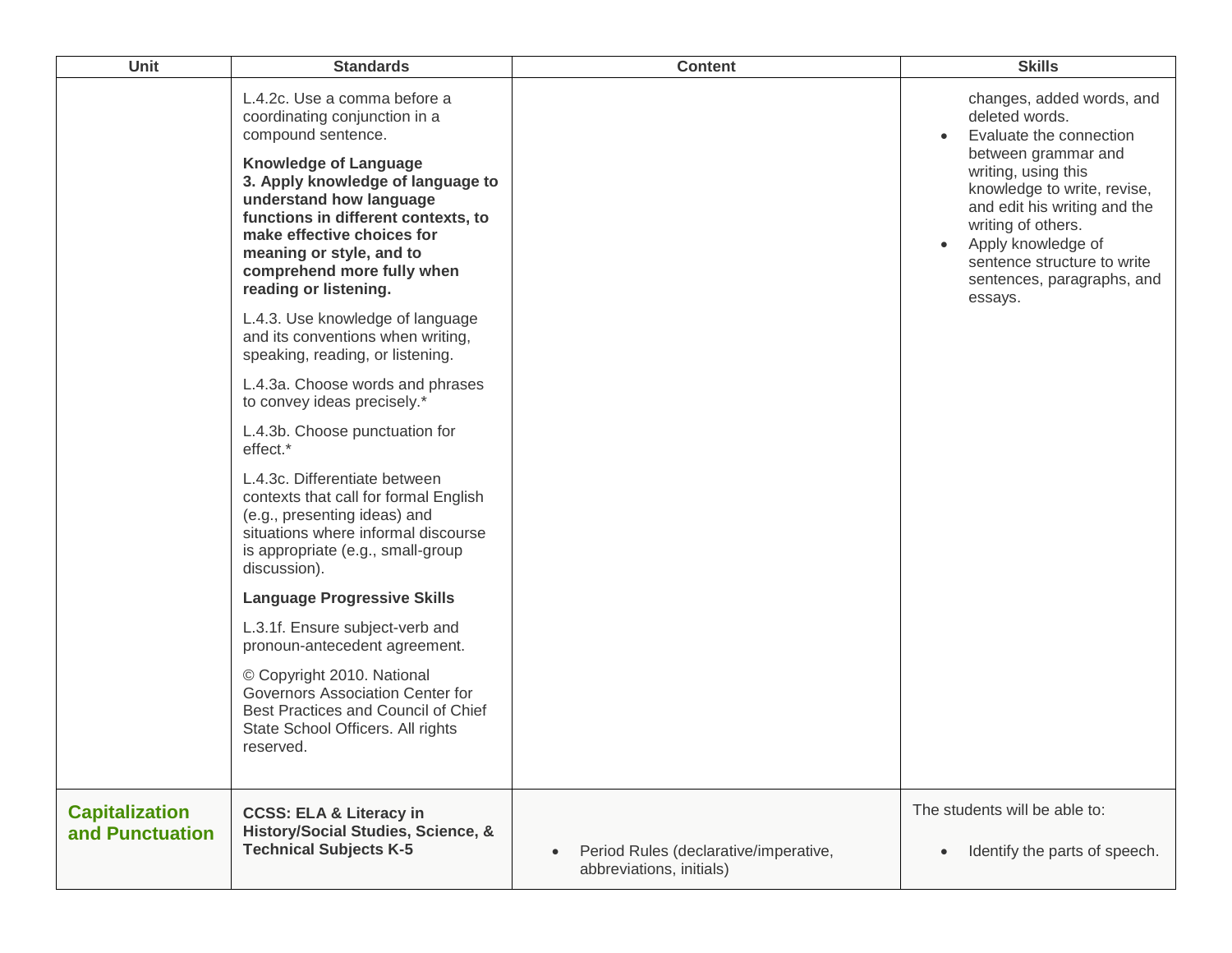| Unit | Standards | Content | Skills |
| --- | --- | --- | --- |
| | L.4.2c. Use a comma before a coordinating conjunction in a compound sentence.<br><br>**Knowledge of Language**<br>**3. Apply knowledge of language to understand how language functions in different contexts, to make effective choices for meaning or style, and to comprehend more fully when reading or listening.**<br><br>L.4.3. Use knowledge of language and its conventions when writing, speaking, reading, or listening.<br><br>L.4.3a. Choose words and phrases to convey ideas precisely.*<br><br>L.4.3b. Choose punctuation for effect.*<br><br>L.4.3c. Differentiate between contexts that call for formal English (e.g., presenting ideas) and situations where informal discourse is appropriate (e.g., small-group discussion).<br><br>**Language Progressive Skills**<br><br>L.3.1f. Ensure subject-verb and pronoun-antecedent agreement.<br><br>© Copyright 2010. National Governors Association Center for Best Practices and Council of Chief State School Officers. All rights reserved. | | changes, added words, and deleted words.<br>• Evaluate the connection between grammar and writing, using this knowledge to write, revise, and edit his writing and the writing of others.<br>• Apply knowledge of sentence structure to write sentences, paragraphs, and essays. |
| **Capitalization and Punctuation** | **CCSS: ELA & Literacy in History/Social Studies, Science, & Technical Subjects K-5** | • Period Rules (declarative/imperative, abbreviations, initials) | The students will be able to:<br><br>• Identify the parts of speech. |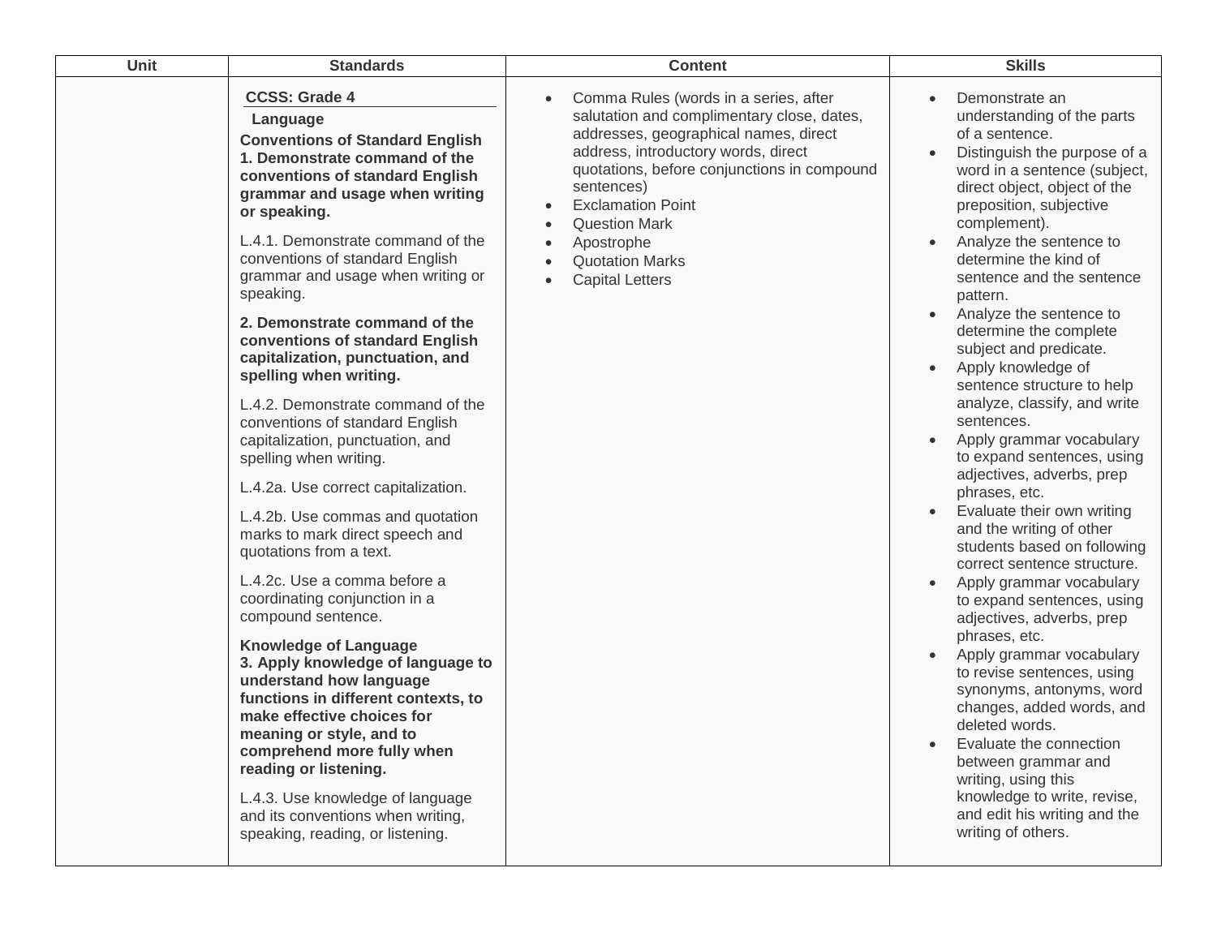| Unit | Standards | Content | Skills |
|---|---|---|---|
| | **CCSS: Grade 4**<br>**Language**<br>**Conventions of Standard English**<br>**1. Demonstrate command of the conventions of standard English grammar and usage when writing or speaking.**<br><br>L.4.1. Demonstrate command of the conventions of standard English grammar and usage when writing or speaking.<br><br>**2. Demonstrate command of the conventions of standard English capitalization, punctuation, and spelling when writing.**<br><br>L.4.2. Demonstrate command of the conventions of standard English capitalization, punctuation, and spelling when writing.<br><br>L.4.2a. Use correct capitalization.<br><br>L.4.2b. Use commas and quotation marks to mark direct speech and quotations from a text.<br><br>L.4.2c. Use a comma before a coordinating conjunction in a compound sentence.<br><br>**Knowledge of Language**<br>**3. Apply knowledge of language to understand how language functions in different contexts, to make effective choices for meaning or style, and to comprehend more fully when reading or listening.**<br><br>L.4.3. Use knowledge of language and its conventions when writing, speaking, reading, or listening. | • Comma Rules (words in a series, after salutation and complimentary close, dates, addresses, geographical names, direct address, introductory words, direct quotations, before conjunctions in compound sentences)<br>• Exclamation Point<br>• Question Mark<br>• Apostrophe<br>• Quotation Marks<br>• Capital Letters | • Demonstrate an understanding of the parts of a sentence.<br>• Distinguish the purpose of a word in a sentence (subject, direct object, object of the preposition, subjective complement).<br>• Analyze the sentence to determine the kind of sentence and the sentence pattern.<br>• Analyze the sentence to determine the complete subject and predicate.<br>• Apply knowledge of sentence structure to help analyze, classify, and write sentences.<br>• Apply grammar vocabulary to expand sentences, using adjectives, adverbs, prep phrases, etc.<br>• Evaluate their own writing and the writing of other students based on following correct sentence structure.<br>• Apply grammar vocabulary to expand sentences, using adjectives, adverbs, prep phrases, etc.<br>• Apply grammar vocabulary to revise sentences, using synonyms, antonyms, word changes, added words, and deleted words.<br>• Evaluate the connection between grammar and writing, using this knowledge to write, revise, and edit his writing and the writing of others. |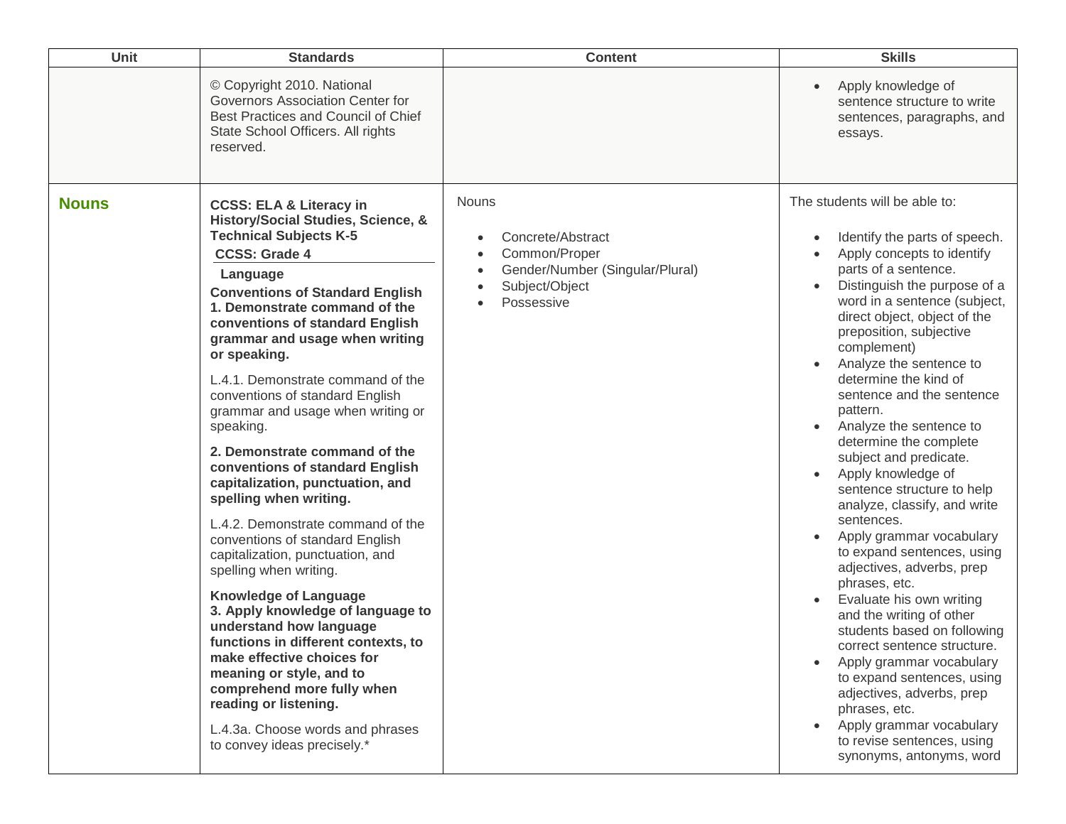| Unit | Standards | Content | Skills |
|---|---|---|---|
| | © Copyright 2010. National Governors Association Center for Best Practices and Council of Chief State School Officers. All rights reserved. | | • Apply knowledge of sentence structure to write sentences, paragraphs, and essays. |
| **Nouns** | **CCSS: ELA & Literacy in History/Social Studies, Science, & Technical Subjects K-5**<br>**CCSS: Grade 4**<br>**Language**<br>**Conventions of Standard English**<br>**1. Demonstrate command of the conventions of standard English grammar and usage when writing or speaking.**<br><br>L.4.1. Demonstrate command of the conventions of standard English grammar and usage when writing or speaking.<br><br>**2. Demonstrate command of the conventions of standard English capitalization, punctuation, and spelling when writing.**<br><br>L.4.2. Demonstrate command of the conventions of standard English capitalization, punctuation, and spelling when writing.<br><br>**Knowledge of Language**<br>**3. Apply knowledge of language to understand how language functions in different contexts, to make effective choices for meaning or style, and to comprehend more fully when reading or listening.**<br><br>L.4.3a. Choose words and phrases to convey ideas precisely.* | Nouns<br><br>• Concrete/Abstract<br>• Common/Proper<br>• Gender/Number (Singular/Plural)<br>• Subject/Object<br>• Possessive | The students will be able to:<br><br>• Identify the parts of speech.<br>• Apply concepts to identify parts of a sentence.<br>• Distinguish the purpose of a word in a sentence (subject, direct object, object of the preposition, subjective complement)<br>• Analyze the sentence to determine the kind of sentence and the sentence pattern.<br>• Analyze the sentence to determine the complete subject and predicate.<br>• Apply knowledge of sentence structure to help analyze, classify, and write sentences.<br>• Apply grammar vocabulary to expand sentences, using adjectives, adverbs, prep phrases, etc.<br>• Evaluate his own writing and the writing of other students based on following correct sentence structure.<br>• Apply grammar vocabulary to expand sentences, using adjectives, adverbs, prep phrases, etc.<br>• Apply grammar vocabulary to revise sentences, using synonyms, antonyms, word |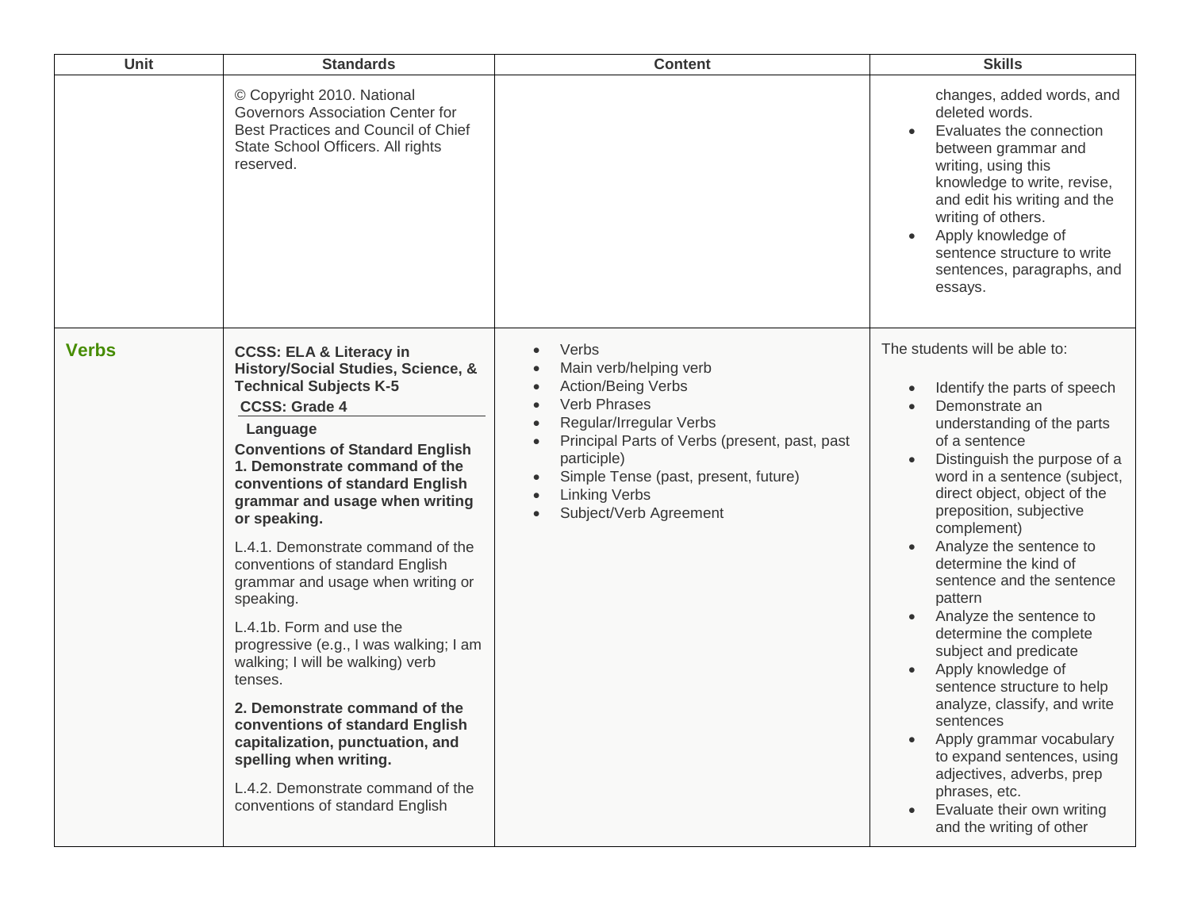| Unit | Standards | Content | Skills |
|---|---|---|---|
| | © Copyright 2010. National Governors Association Center for Best Practices and Council of Chief State School Officers. All rights reserved. | | changes, added words, and deleted words.<br>• Evaluates the connection between grammar and writing, using this knowledge to write, revise, and edit his writing and the writing of others.<br>• Apply knowledge of sentence structure to write sentences, paragraphs, and essays. |
| **Verbs** | **CCSS: ELA & Literacy in History/Social Studies, Science, & Technical Subjects K-5**<br>**CCSS: Grade 4**<br>**Language**<br>**Conventions of Standard English**<br>**1. Demonstrate command of the conventions of standard English grammar and usage when writing or speaking.**<br>L.4.1. Demonstrate command of the conventions of standard English grammar and usage when writing or speaking.<br>L.4.1b. Form and use the progressive (e.g., I was walking; I am walking; I will be walking) verb tenses.<br>**2. Demonstrate command of the conventions of standard English capitalization, punctuation, and spelling when writing.**<br>L.4.2. Demonstrate command of the conventions of standard English | • Verbs<br>• Main verb/helping verb<br>• Action/Being Verbs<br>• Verb Phrases<br>• Regular/Irregular Verbs<br>• Principal Parts of Verbs (present, past, past participle)<br>• Simple Tense (past, present, future)<br>• Linking Verbs<br>• Subject/Verb Agreement | The students will be able to:<br>• Identify the parts of speech<br>• Demonstrate an understanding of the parts of a sentence<br>• Distinguish the purpose of a word in a sentence (subject, direct object, object of the preposition, subjective complement)<br>• Analyze the sentence to determine the kind of sentence and the sentence pattern<br>• Analyze the sentence to determine the complete subject and predicate<br>• Apply knowledge of sentence structure to help analyze, classify, and write sentences<br>• Apply grammar vocabulary to expand sentences, using adjectives, adverbs, prep phrases, etc.<br>• Evaluate their own writing and the writing of other |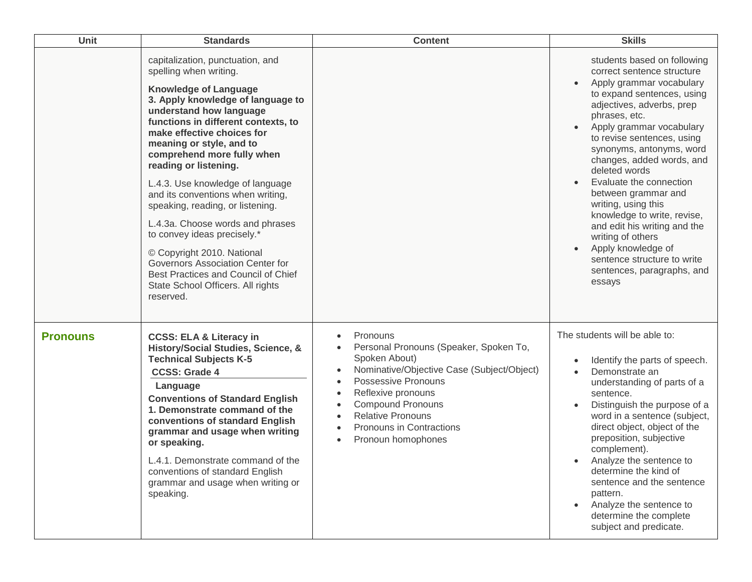| Unit | Standards | Content | Skills |
|---|---|---|---|
| | capitalization, punctuation, and spelling when writing.<br><br>**Knowledge of Language**<br>**3. Apply knowledge of language to understand how language functions in different contexts, to make effective choices for meaning or style, and to comprehend more fully when reading or listening.**<br><br>L.4.3. Use knowledge of language and its conventions when writing, speaking, reading, or listening.<br><br>L.4.3a. Choose words and phrases to convey ideas precisely.*<br><br>© Copyright 2010. National Governors Association Center for Best Practices and Council of Chief State School Officers. All rights reserved. | | students based on following correct sentence structure<br>• Apply grammar vocabulary to expand sentences, using adjectives, adverbs, prep phrases, etc.<br>• Apply grammar vocabulary to revise sentences, using synonyms, antonyms, word changes, added words, and deleted words<br>• Evaluate the connection between grammar and writing, using this knowledge to write, revise, and edit his writing and the writing of others<br>• Apply knowledge of sentence structure to write sentences, paragraphs, and essays |
| **Pronouns** | **CCSS: ELA & Literacy in History/Social Studies, Science, & Technical Subjects K-5**<br>**CCSS: Grade 4**<br>**Language**<br>**Conventions of Standard English**<br>**1. Demonstrate command of the conventions of standard English grammar and usage when writing or speaking.**<br><br>L.4.1. Demonstrate command of the conventions of standard English grammar and usage when writing or speaking. | • Pronouns<br>• Personal Pronouns (Speaker, Spoken To, Spoken About)<br>• Nominative/Objective Case (Subject/Object)<br>• Possessive Pronouns<br>• Reflexive pronouns<br>• Compound Pronouns<br>• Relative Pronouns<br>• Pronouns in Contractions<br>• Pronoun homophones | The students will be able to:<br><br>• Identify the parts of speech.<br>• Demonstrate an understanding of parts of a sentence.<br>• Distinguish the purpose of a word in a sentence (subject, direct object, object of the preposition, subjective complement).<br>• Analyze the sentence to determine the kind of sentence and the sentence pattern.<br>• Analyze the sentence to determine the complete subject and predicate. |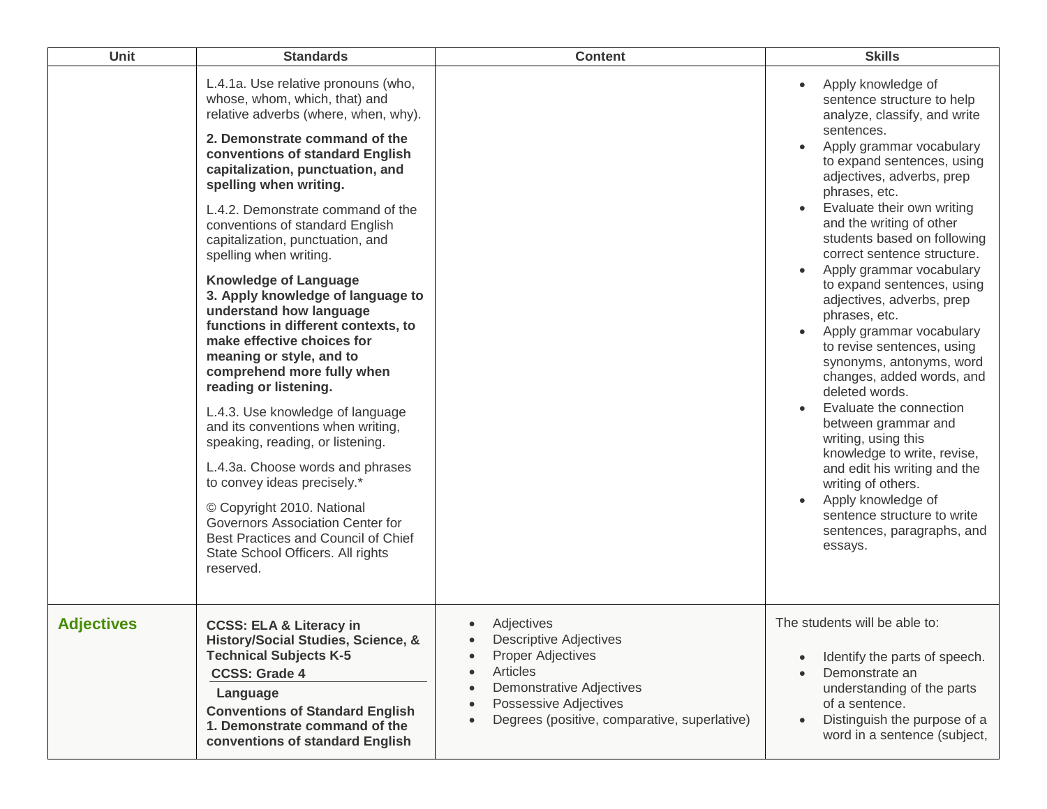| Unit | Standards | Content | Skills |
| --- | --- | --- | --- |
| | L.4.1a. Use relative pronouns (who, whose, whom, which, that) and relative adverbs (where, when, why).<br><br>**2. Demonstrate command of the conventions of standard English capitalization, punctuation, and spelling when writing.**<br><br>L.4.2. Demonstrate command of the conventions of standard English capitalization, punctuation, and spelling when writing.<br><br>**Knowledge of Language**<br>**3. Apply knowledge of language to understand how language functions in different contexts, to make effective choices for meaning or style, and to comprehend more fully when reading or listening.**<br><br>L.4.3. Use knowledge of language and its conventions when writing, speaking, reading, or listening.<br><br>L.4.3a. Choose words and phrases to convey ideas precisely.*<br><br>© Copyright 2010. National Governors Association Center for Best Practices and Council of Chief State School Officers. All rights reserved. | | • Apply knowledge of sentence structure to help analyze, classify, and write sentences.<br>• Apply grammar vocabulary to expand sentences, using adjectives, adverbs, prep phrases, etc.<br>• Evaluate their own writing and the writing of other students based on following correct sentence structure.<br>• Apply grammar vocabulary to expand sentences, using adjectives, adverbs, prep phrases, etc.<br>• Apply grammar vocabulary to revise sentences, using synonyms, antonyms, word changes, added words, and deleted words.<br>• Evaluate the connection between grammar and writing, using this knowledge to write, revise, and edit his writing and the writing of others.<br>• Apply knowledge of sentence structure to write sentences, paragraphs, and essays. |
| **Adjectives** | **CCSS: ELA & Literacy in History/Social Studies, Science, & Technical Subjects K-5**<br>**CCSS: Grade 4**<br>**Language**<br>**Conventions of Standard English**<br>**1. Demonstrate command of the conventions of standard English** | • Adjectives<br>• Descriptive Adjectives<br>• Proper Adjectives<br>• Articles<br>• Demonstrative Adjectives<br>• Possessive Adjectives<br>• Degrees (positive, comparative, superlative) | The students will be able to:<br><br>• Identify the parts of speech.<br>• Demonstrate an understanding of the parts of a sentence.<br>• Distinguish the purpose of a word in a sentence (subject, |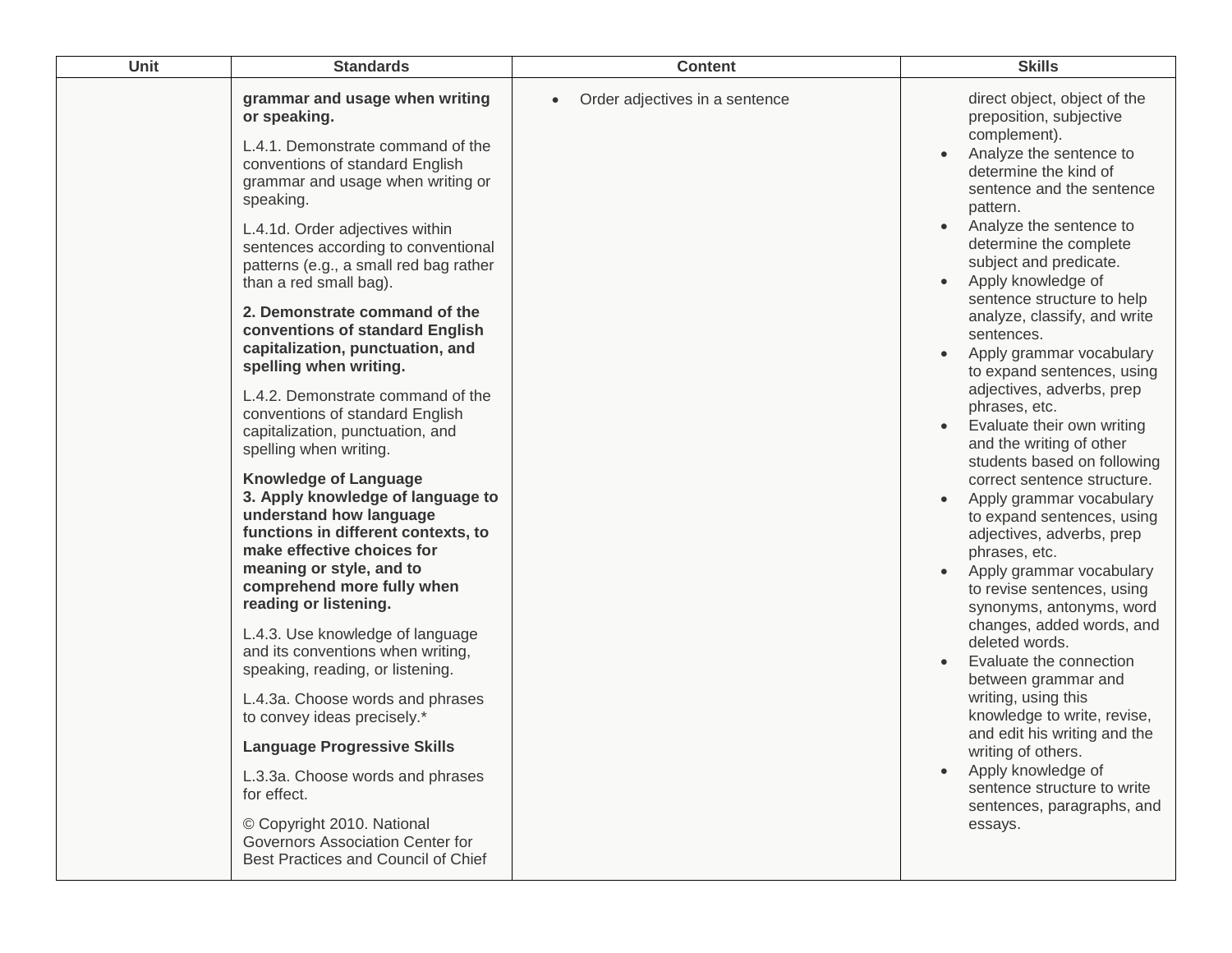| Unit | Standards | Content | Skills |
|---|---|---|---|
| | **grammar and usage when writing or speaking.**<br><br>L.4.1. Demonstrate command of the conventions of standard English grammar and usage when writing or speaking.<br><br>L.4.1d. Order adjectives within sentences according to conventional patterns (e.g., a small red bag rather than a red small bag).<br><br>**2. Demonstrate command of the conventions of standard English capitalization, punctuation, and spelling when writing.**<br><br>L.4.2. Demonstrate command of the conventions of standard English capitalization, punctuation, and spelling when writing.<br><br>**Knowledge of Language**<br>**3. Apply knowledge of language to understand how language functions in different contexts, to make effective choices for meaning or style, and to comprehend more fully when reading or listening.**<br><br>L.4.3. Use knowledge of language and its conventions when writing, speaking, reading, or listening.<br><br>L.4.3a. Choose words and phrases to convey ideas precisely.*<br><br>**Language Progressive Skills**<br><br>L.3.3a. Choose words and phrases for effect.<br><br>© Copyright 2010. National Governors Association Center for Best Practices and Council of Chief | • Order adjectives in a sentence | direct object, object of the preposition, subjective complement).<br>• Analyze the sentence to determine the kind of sentence and the sentence pattern.<br>• Analyze the sentence to determine the complete subject and predicate.<br>• Apply knowledge of sentence structure to help analyze, classify, and write sentences.<br>• Apply grammar vocabulary to expand sentences, using adjectives, adverbs, prep phrases, etc.<br>• Evaluate their own writing and the writing of other students based on following correct sentence structure.<br>• Apply grammar vocabulary to expand sentences, using adjectives, adverbs, prep phrases, etc.<br>• Apply grammar vocabulary to revise sentences, using synonyms, antonyms, word changes, added words, and deleted words.<br>• Evaluate the connection between grammar and writing, using this knowledge to write, revise, and edit his writing and the writing of others.<br>• Apply knowledge of sentence structure to write sentences, paragraphs, and essays. |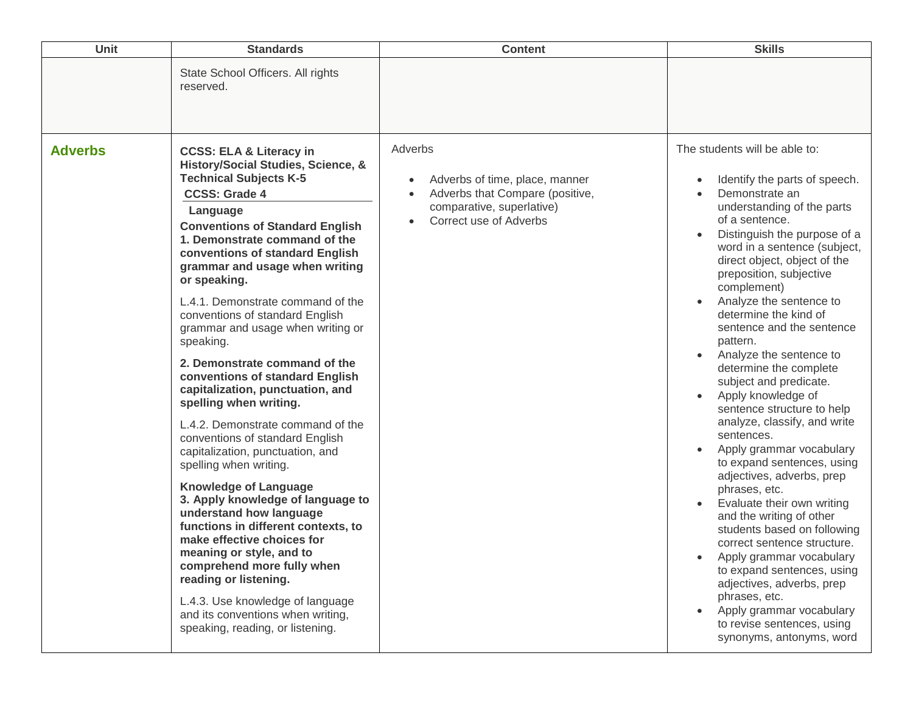| Unit | Standards | Content | Skills |
|---|---|---|---|
| | State School Officers. All rights reserved. | | |
| **Adverbs** | **CCSS: ELA & Literacy in History/Social Studies, Science, & Technical Subjects K-5**<br>**CCSS: Grade 4**<br>**Language**<br>**Conventions of Standard English**<br>**1. Demonstrate command of the conventions of standard English grammar and usage when writing or speaking.**<br><br>L.4.1. Demonstrate command of the conventions of standard English grammar and usage when writing or speaking.<br><br>**2. Demonstrate command of the conventions of standard English capitalization, punctuation, and spelling when writing.**<br><br>L.4.2. Demonstrate command of the conventions of standard English capitalization, punctuation, and spelling when writing.<br><br>**Knowledge of Language**<br>**3. Apply knowledge of language to understand how language functions in different contexts, to make effective choices for meaning or style, and to comprehend more fully when reading or listening.**<br><br>L.4.3. Use knowledge of language and its conventions when writing, speaking, reading, or listening. | Adverbs<br><br>• Adverbs of time, place, manner<br>• Adverbs that Compare (positive, comparative, superlative)<br>• Correct use of Adverbs | The students will be able to:<br><br>• Identify the parts of speech.<br>• Demonstrate an understanding of the parts of a sentence.<br>• Distinguish the purpose of a word in a sentence (subject, direct object, object of the preposition, subjective complement)<br>• Analyze the sentence to determine the kind of sentence and the sentence pattern.<br>• Analyze the sentence to determine the complete subject and predicate.<br>• Apply knowledge of sentence structure to help analyze, classify, and write sentences.<br>• Apply grammar vocabulary to expand sentences, using adjectives, adverbs, prep phrases, etc.<br>• Evaluate their own writing and the writing of other students based on following correct sentence structure.<br>• Apply grammar vocabulary to expand sentences, using adjectives, adverbs, prep phrases, etc.<br>• Apply grammar vocabulary to revise sentences, using synonyms, antonyms, word |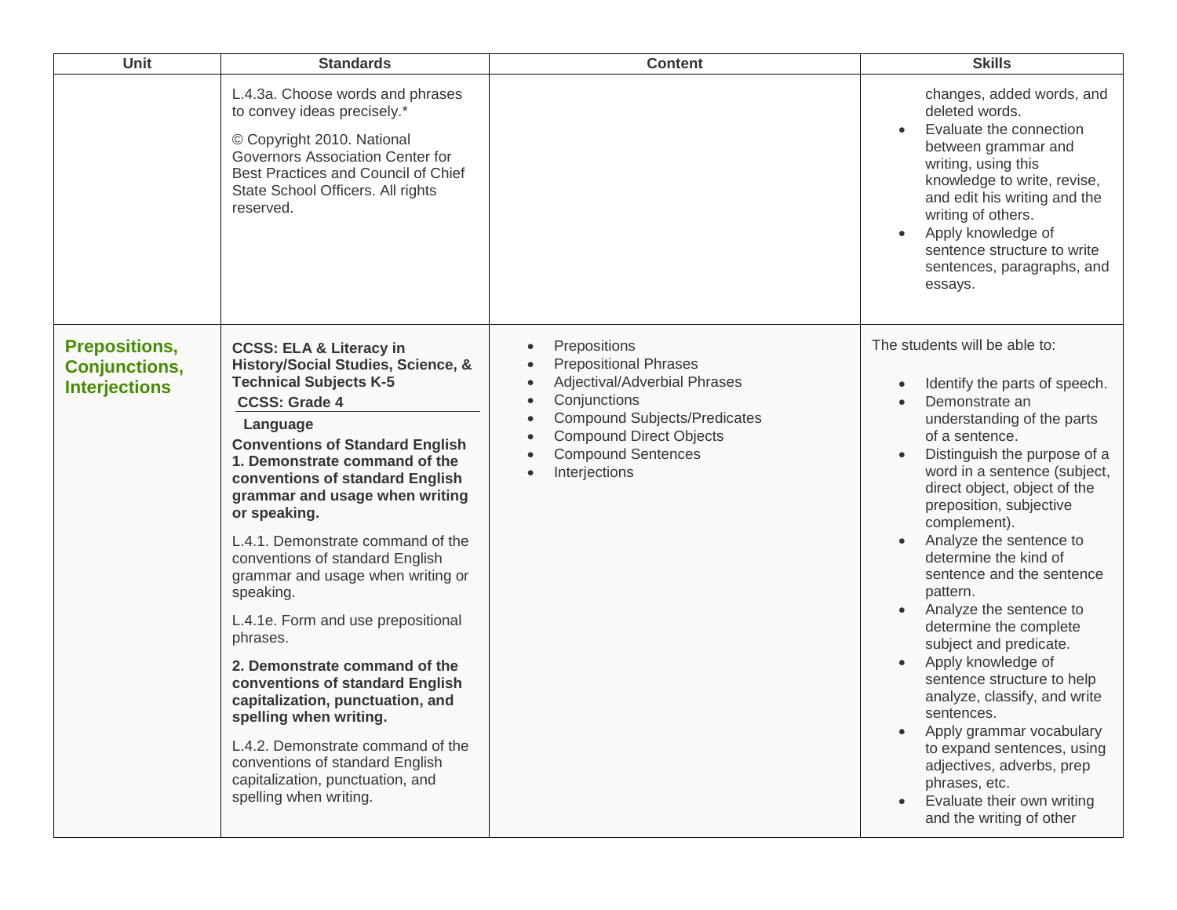| Unit | Standards | Content | Skills |
|---|---|---|---|
| | L.4.3a. Choose words and phrases to convey ideas precisely.*<br><br>© Copyright 2010. National Governors Association Center for Best Practices and Council of Chief State School Officers. All rights reserved. | | changes, added words, and deleted words.<br>• Evaluate the connection between grammar and writing, using this knowledge to write, revise, and edit his writing and the writing of others.<br>• Apply knowledge of sentence structure to write sentences, paragraphs, and essays. |
| **Prepositions, Conjunctions, Interjections** | **CCSS: ELA & Literacy in History/Social Studies, Science, & Technical Subjects K-5**<br>**CCSS: Grade 4**<br>**Language**<br>**Conventions of Standard English**<br>**1. Demonstrate command of the conventions of standard English grammar and usage when writing or speaking.**<br><br>L.4.1. Demonstrate command of the conventions of standard English grammar and usage when writing or speaking.<br><br>L.4.1e. Form and use prepositional phrases.<br><br>**2. Demonstrate command of the conventions of standard English capitalization, punctuation, and spelling when writing.**<br><br>L.4.2. Demonstrate command of the conventions of standard English capitalization, punctuation, and spelling when writing. | • Prepositions<br>• Prepositional Phrases<br>• Adjectival/Adverbial Phrases<br>• Conjunctions<br>• Compound Subjects/Predicates<br>• Compound Direct Objects<br>• Compound Sentences<br>• Interjections | The students will be able to:<br><br>• Identify the parts of speech.<br>• Demonstrate an understanding of the parts of a sentence.<br>• Distinguish the purpose of a word in a sentence (subject, direct object, object of the preposition, subjective complement).<br>• Analyze the sentence to determine the kind of sentence and the sentence pattern.<br>• Analyze the sentence to determine the complete subject and predicate.<br>• Apply knowledge of sentence structure to help analyze, classify, and write sentences.<br>• Apply grammar vocabulary to expand sentences, using adjectives, adverbs, prep phrases, etc.<br>• Evaluate their own writing and the writing of other |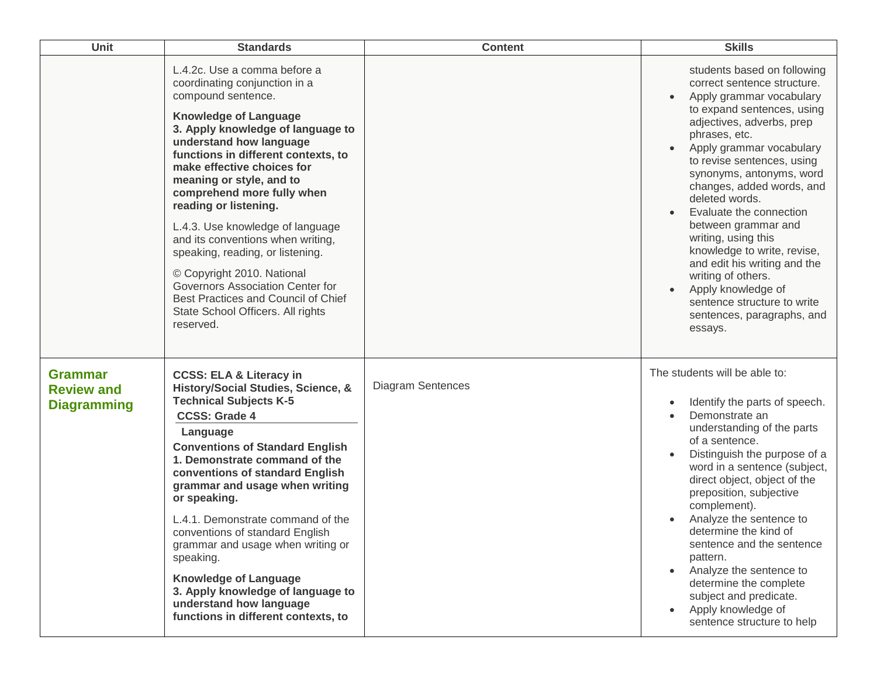| Unit | Standards | Content | Skills |
| --- | --- | --- | --- |
| | L.4.2c. Use a comma before a coordinating conjunction in a compound sentence.<br><br>**Knowledge of Language**<br>**3. Apply knowledge of language to understand how language functions in different contexts, to make effective choices for meaning or style, and to comprehend more fully when reading or listening.**<br><br>L.4.3. Use knowledge of language and its conventions when writing, speaking, reading, or listening.<br><br>© Copyright 2010. National Governors Association Center for Best Practices and Council of Chief State School Officers. All rights reserved. | | students based on following correct sentence structure.<br>• Apply grammar vocabulary to expand sentences, using adjectives, adverbs, prep phrases, etc.<br>• Apply grammar vocabulary to revise sentences, using synonyms, antonyms, word changes, added words, and deleted words.<br>• Evaluate the connection between grammar and writing, using this knowledge to write, revise, and edit his writing and the writing of others.<br>• Apply knowledge of sentence structure to write sentences, paragraphs, and essays. |
| **Grammar Review and Diagramming** | **CCSS: ELA & Literacy in History/Social Studies, Science, & Technical Subjects K-5**<br>**CCSS: Grade 4**<br>**Language**<br>**Conventions of Standard English**<br>**1. Demonstrate command of the conventions of standard English grammar and usage when writing or speaking.**<br><br>L.4.1. Demonstrate command of the conventions of standard English grammar and usage when writing or speaking.<br><br>**Knowledge of Language**<br>**3. Apply knowledge of language to understand how language functions in different contexts, to** | Diagram Sentences | The students will be able to:<br><br>• Identify the parts of speech.<br>• Demonstrate an understanding of the parts of a sentence.<br>• Distinguish the purpose of a word in a sentence (subject, direct object, object of the preposition, subjective complement).<br>• Analyze the sentence to determine the kind of sentence and the sentence pattern.<br>• Analyze the sentence to determine the complete subject and predicate.<br>• Apply knowledge of sentence structure to help |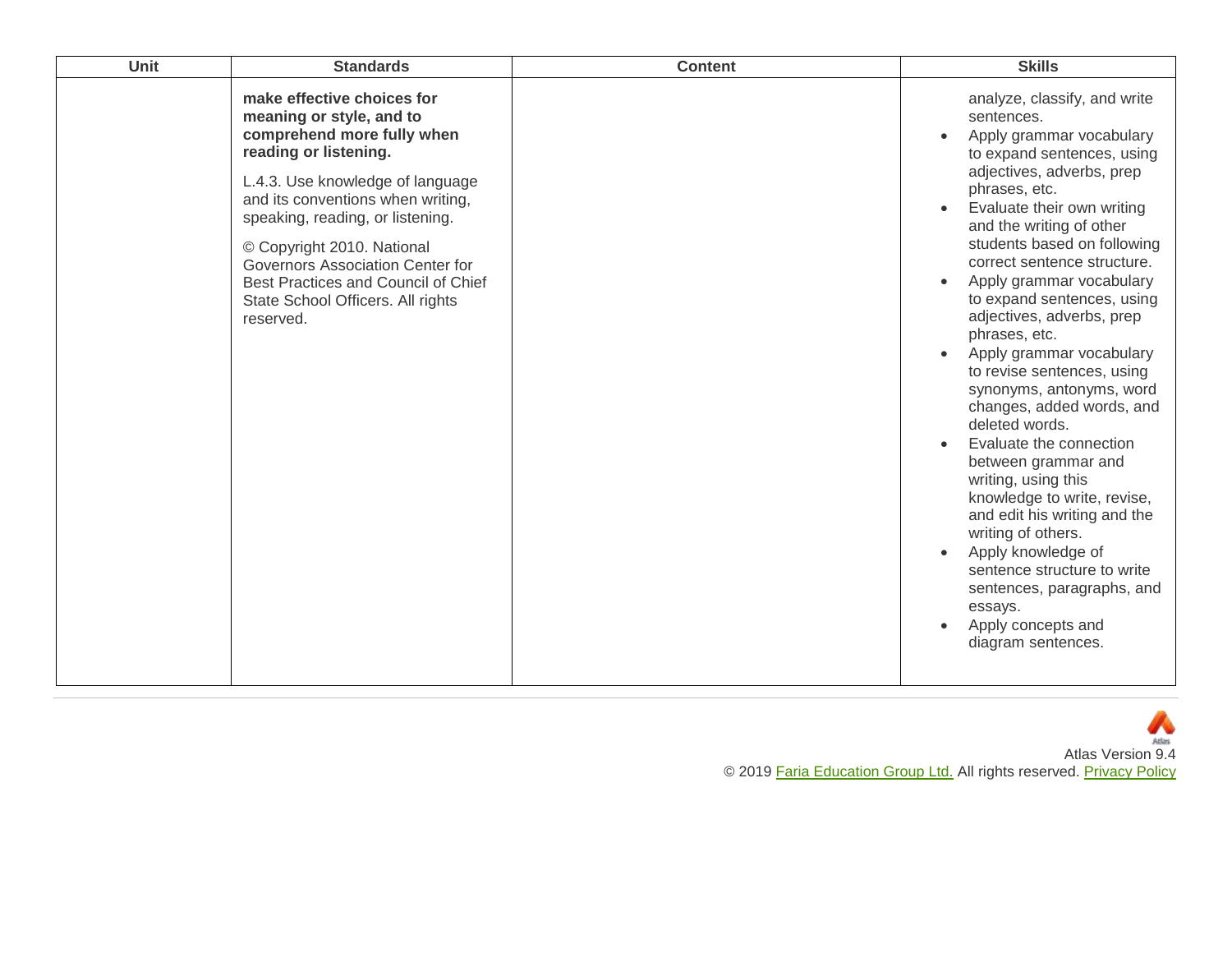| Unit | Standards | Content | Skills |
| --- | --- | --- | --- |
| | **make effective choices for meaning or style, and to comprehend more fully when reading or listening.**<br><br>L.4.3. Use knowledge of language and its conventions when writing, speaking, reading, or listening.<br><br>© Copyright 2010. National Governors Association Center for Best Practices and Council of Chief State School Officers. All rights reserved. | | analyze, classify, and write sentences.<br>• Apply grammar vocabulary to expand sentences, using adjectives, adverbs, prep phrases, etc.<br>• Evaluate their own writing and the writing of other students based on following correct sentence structure.<br>• Apply grammar vocabulary to expand sentences, using adjectives, adverbs, prep phrases, etc.<br>• Apply grammar vocabulary to revise sentences, using synonyms, antonyms, word changes, added words, and deleted words.<br>• Evaluate the connection between grammar and writing, using this knowledge to write, revise, and edit his writing and the writing of others.<br>• Apply knowledge of sentence structure to write sentences, paragraphs, and essays.<br>• Apply concepts and diagram sentences. |

Atlas Version 9.4
© 2019 Faria Education Group Ltd. All rights reserved. Privacy Policy